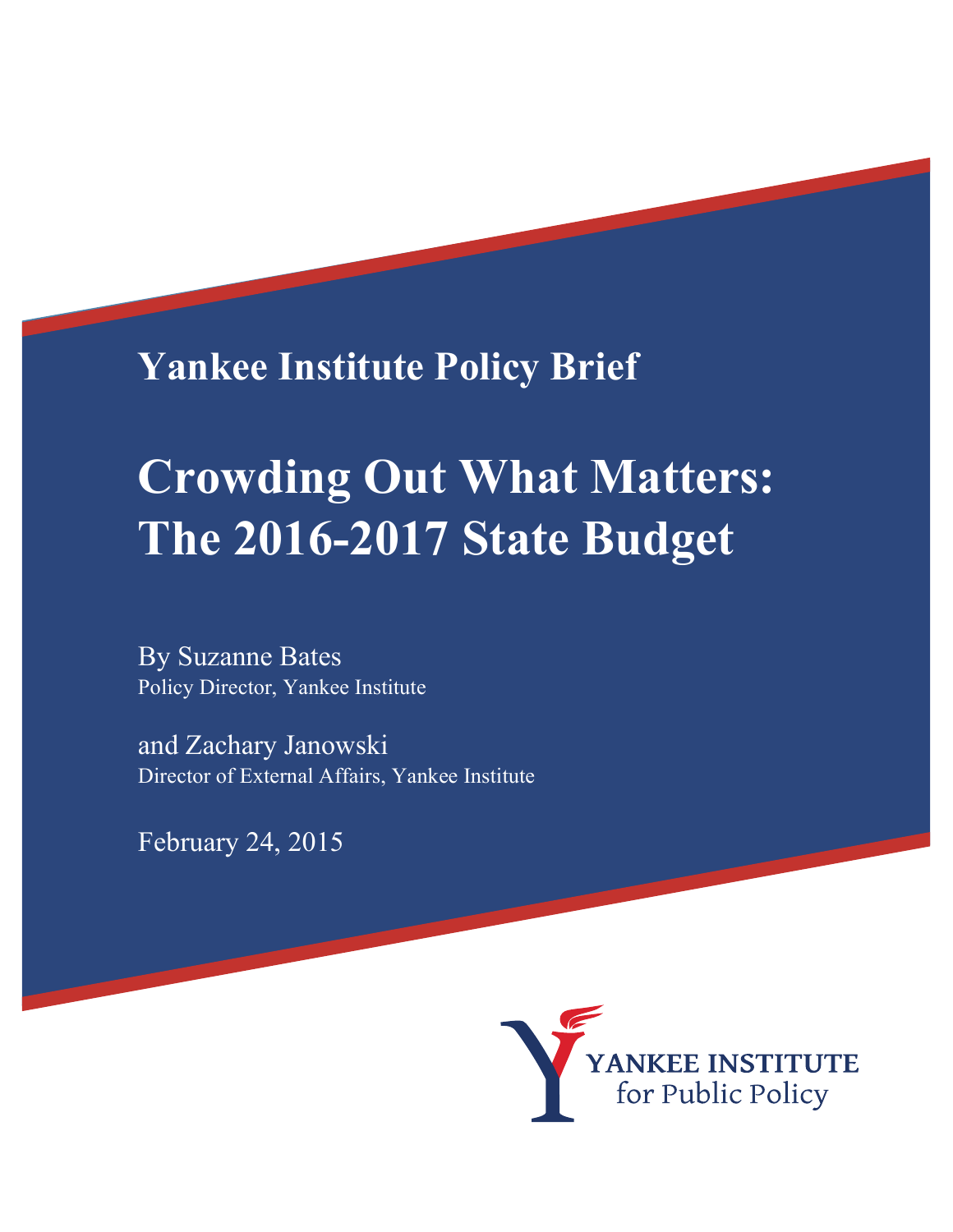Yankee Institute Policy Brief

# Crowding Out What Matters: The 2016-2017 State Budget

By Suzanne Bates
Policy Director, Yankee Institute

and Zachary Janowski
Director of External Affairs, Yankee Institute

February 24, 2015

YANKEE INSTITUTE for Public Policy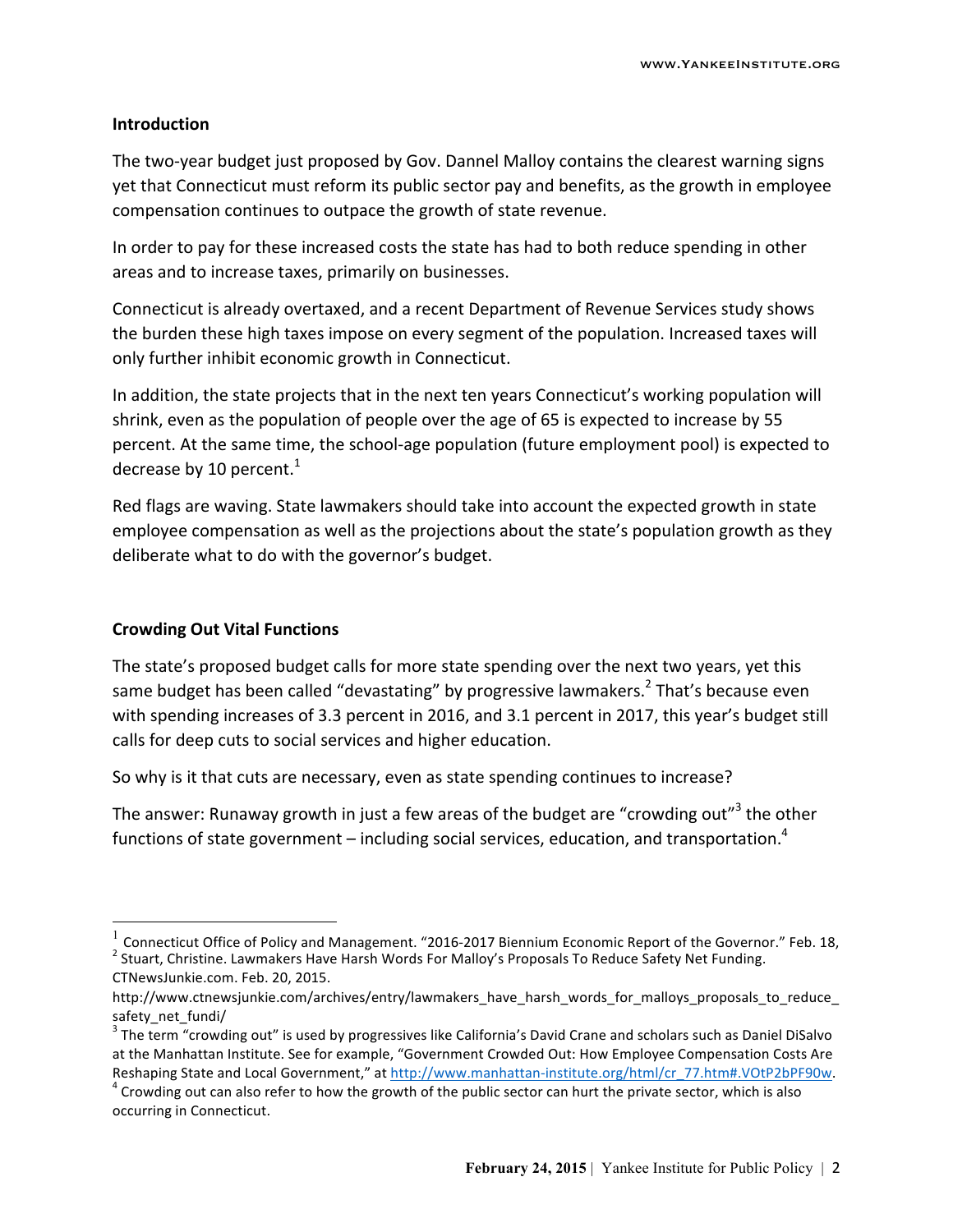## Introduction

The two-year budget just proposed by Gov. Dannel Malloy contains the clearest warning signs yet that Connecticut must reform its public sector pay and benefits, as the growth in employee compensation continues to outpace the growth of state revenue.

In order to pay for these increased costs the state has had to both reduce spending in other areas and to increase taxes, primarily on businesses.

Connecticut is already overtaxed, and a recent Department of Revenue Services study shows the burden these high taxes impose on every segment of the population. Increased taxes will only further inhibit economic growth in Connecticut.

In addition, the state projects that in the next ten years Connecticut's working population will shrink, even as the population of people over the age of 65 is expected to increase by 55 percent. At the same time, the school-age population (future employment pool) is expected to decrease by 10 percent.[1]

Red flags are waving. State lawmakers should take into account the expected growth in state employee compensation as well as the projections about the state's population growth as they deliberate what to do with the governor's budget.

## Crowding Out Vital Functions

The state's proposed budget calls for more state spending over the next two years, yet this same budget has been called "devastating" by progressive lawmakers.[2] That's because even with spending increases of 3.3 percent in 2016, and 3.1 percent in 2017, this year's budget still calls for deep cuts to social services and higher education.

So why is it that cuts are necessary, even as state spending continues to increase?

The answer: Runaway growth in just a few areas of the budget are "crowding out"[3] the other functions of state government – including social services, education, and transportation.[4]

---

[1] Connecticut Office of Policy and Management. "2016-2017 Biennium Economic Report of the Governor." Feb. 18,

[2] Stuart, Christine. Lawmakers Have Harsh Words For Malloy's Proposals To Reduce Safety Net Funding. CTNewsJunkie.com. Feb. 20, 2015. http://www.ctnewsjunkie.com/archives/entry/lawmakers_have_harsh_words_for_malloys_proposals_to_reduce_safety_net_fundi/

[3] The term "crowding out" is used by progressives like California's David Crane and scholars such as Daniel DiSalvo at the Manhattan Institute. See for example, "Government Crowded Out: How Employee Compensation Costs Are Reshaping State and Local Government," at http://www.manhattan-institute.org/html/cr_77.htm#.VOtP2bPF90w.

[4] Crowding out can also refer to how the growth of the public sector can hurt the private sector, which is also occurring in Connecticut.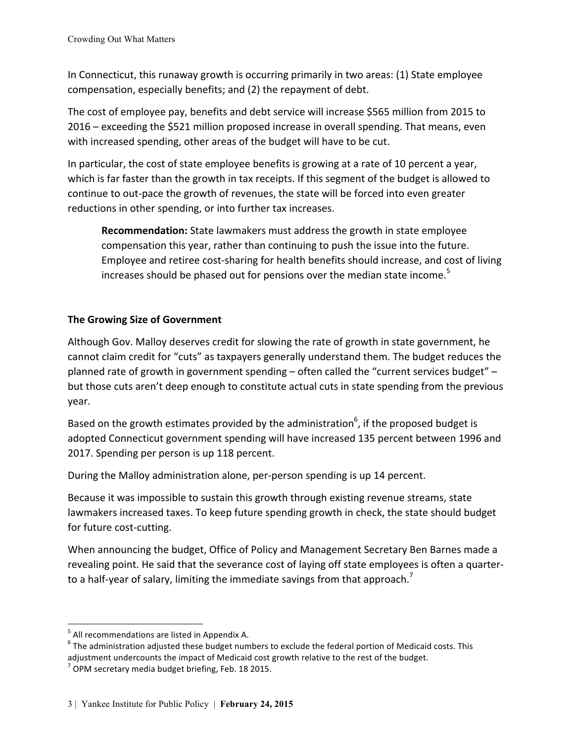In Connecticut, this runaway growth is occurring primarily in two areas: (1) State employee compensation, especially benefits; and (2) the repayment of debt.

The cost of employee pay, benefits and debt service will increase $565 million from 2015 to 2016 – exceeding the $521 million proposed increase in overall spending. That means, even with increased spending, other areas of the budget will have to be cut.

In particular, the cost of state employee benefits is growing at a rate of 10 percent a year, which is far faster than the growth in tax receipts. If this segment of the budget is allowed to continue to out-pace the growth of revenues, the state will be forced into even greater reductions in other spending, or into further tax increases.

> **Recommendation:** State lawmakers must address the growth in state employee compensation this year, rather than continuing to push the issue into the future. Employee and retiree cost-sharing for health benefits should increase, and cost of living increases should be phased out for pensions over the median state income.[5]

### The Growing Size of Government

Although Gov. Malloy deserves credit for slowing the rate of growth in state government, he cannot claim credit for "cuts" as taxpayers generally understand them. The budget reduces the planned rate of growth in government spending – often called the "current services budget" – but those cuts aren't deep enough to constitute actual cuts in state spending from the previous year.

Based on the growth estimates provided by the administration[6], if the proposed budget is adopted Connecticut government spending will have increased 135 percent between 1996 and 2017. Spending per person is up 118 percent.

During the Malloy administration alone, per-person spending is up 14 percent.

Because it was impossible to sustain this growth through existing revenue streams, state lawmakers increased taxes. To keep future spending growth in check, the state should budget for future cost-cutting.

When announcing the budget, Office of Policy and Management Secretary Ben Barnes made a revealing point. He said that the severance cost of laying off state employees is often a quarter- to a half-year of salary, limiting the immediate savings from that approach.[7]

---

[5] All recommendations are listed in Appendix A.

[6] The administration adjusted these budget numbers to exclude the federal portion of Medicaid costs. This adjustment undercounts the impact of Medicaid cost growth relative to the rest of the budget.

[7] OPM secretary media budget briefing, Feb. 18 2015.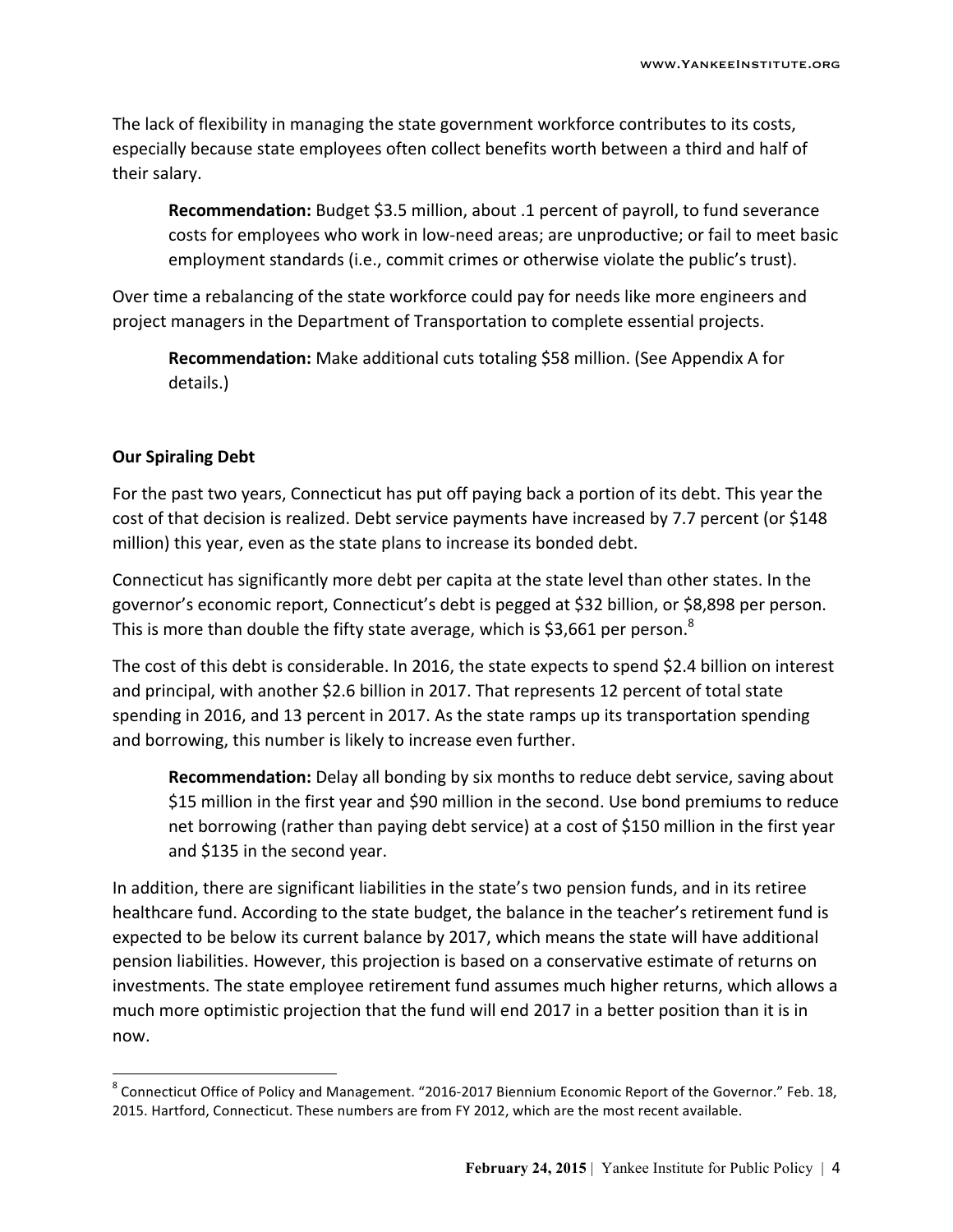The lack of flexibility in managing the state government workforce contributes to its costs, especially because state employees often collect benefits worth between a third and half of their salary.

> **Recommendation:** Budget $3.5 million, about .1 percent of payroll, to fund severance costs for employees who work in low-need areas; are unproductive; or fail to meet basic employment standards (i.e., commit crimes or otherwise violate the public's trust).

Over time a rebalancing of the state workforce could pay for needs like more engineers and project managers in the Department of Transportation to complete essential projects.

> **Recommendation:** Make additional cuts totaling $58 million. (See Appendix A for details.)

**Our Spiraling Debt**

For the past two years, Connecticut has put off paying back a portion of its debt. This year the cost of that decision is realized. Debt service payments have increased by 7.7 percent (or $148 million) this year, even as the state plans to increase its bonded debt.

Connecticut has significantly more debt per capita at the state level than other states. In the governor's economic report, Connecticut's debt is pegged at $32 billion, or $8,898 per person. This is more than double the fifty state average, which is $3,661 per person.[8]

The cost of this debt is considerable. In 2016, the state expects to spend $2.4 billion on interest and principal, with another $2.6 billion in 2017. That represents 12 percent of total state spending in 2016, and 13 percent in 2017. As the state ramps up its transportation spending and borrowing, this number is likely to increase even further.

> **Recommendation:** Delay all bonding by six months to reduce debt service, saving about $15 million in the first year and $90 million in the second. Use bond premiums to reduce net borrowing (rather than paying debt service) at a cost of $150 million in the first year and $135 in the second year.

In addition, there are significant liabilities in the state's two pension funds, and in its retiree healthcare fund. According to the state budget, the balance in the teacher's retirement fund is expected to be below its current balance by 2017, which means the state will have additional pension liabilities. However, this projection is based on a conservative estimate of returns on investments. The state employee retirement fund assumes much higher returns, which allows a much more optimistic projection that the fund will end 2017 in a better position than it is in now.

---

[8] Connecticut Office of Policy and Management. "2016-2017 Biennium Economic Report of the Governor." Feb. 18, 2015. Hartford, Connecticut. These numbers are from FY 2012, which are the most recent available.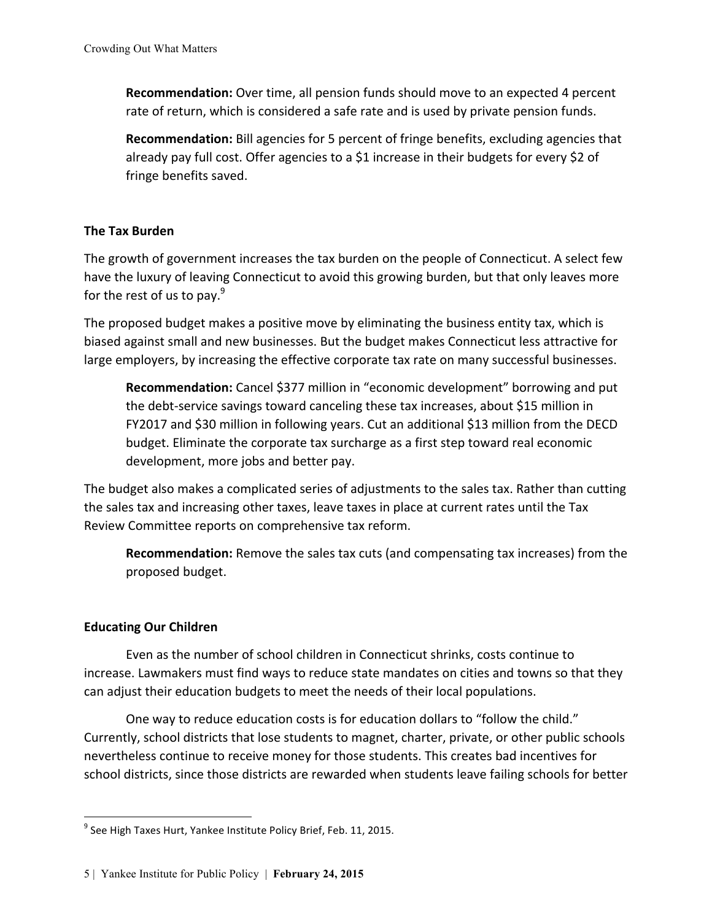**Recommendation:** Over time, all pension funds should move to an expected 4 percent rate of return, which is considered a safe rate and is used by private pension funds.

**Recommendation:** Bill agencies for 5 percent of fringe benefits, excluding agencies that already pay full cost. Offer agencies to a $1 increase in their budgets for every $2 of fringe benefits saved.

## The Tax Burden

The growth of government increases the tax burden on the people of Connecticut. A select few have the luxury of leaving Connecticut to avoid this growing burden, but that only leaves more for the rest of us to pay.[9]

The proposed budget makes a positive move by eliminating the business entity tax, which is biased against small and new businesses. But the budget makes Connecticut less attractive for large employers, by increasing the effective corporate tax rate on many successful businesses.

**Recommendation:** Cancel $377 million in "economic development" borrowing and put the debt-service savings toward canceling these tax increases, about $15 million in FY2017 and $30 million in following years. Cut an additional $13 million from the DECD budget. Eliminate the corporate tax surcharge as a first step toward real economic development, more jobs and better pay.

The budget also makes a complicated series of adjustments to the sales tax. Rather than cutting the sales tax and increasing other taxes, leave taxes in place at current rates until the Tax Review Committee reports on comprehensive tax reform.

**Recommendation:** Remove the sales tax cuts (and compensating tax increases) from the proposed budget.

## Educating Our Children

Even as the number of school children in Connecticut shrinks, costs continue to increase. Lawmakers must find ways to reduce state mandates on cities and towns so that they can adjust their education budgets to meet the needs of their local populations.

One way to reduce education costs is for education dollars to "follow the child." Currently, school districts that lose students to magnet, charter, private, or other public schools nevertheless continue to receive money for those students. This creates bad incentives for school districts, since those districts are rewarded when students leave failing schools for better

[9] See High Taxes Hurt, Yankee Institute Policy Brief, Feb. 11, 2015.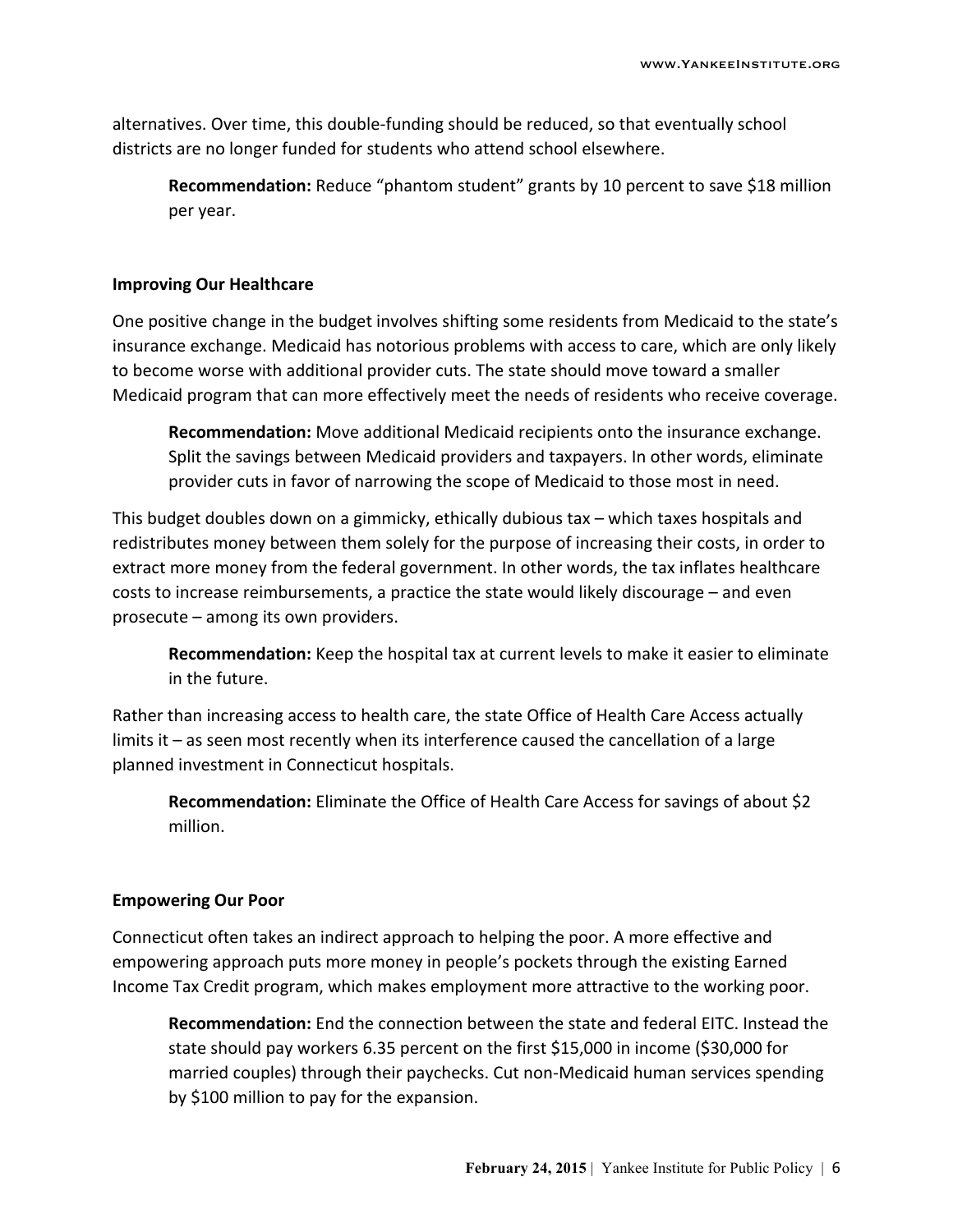alternatives. Over time, this double-funding should be reduced, so that eventually school districts are no longer funded for students who attend school elsewhere.

> **Recommendation:** Reduce "phantom student" grants by 10 percent to save $18 million per year.

### Improving Our Healthcare

One positive change in the budget involves shifting some residents from Medicaid to the state's insurance exchange. Medicaid has notorious problems with access to care, which are only likely to become worse with additional provider cuts. The state should move toward a smaller Medicaid program that can more effectively meet the needs of residents who receive coverage.

> **Recommendation:** Move additional Medicaid recipients onto the insurance exchange. Split the savings between Medicaid providers and taxpayers. In other words, eliminate provider cuts in favor of narrowing the scope of Medicaid to those most in need.

This budget doubles down on a gimmicky, ethically dubious tax – which taxes hospitals and redistributes money between them solely for the purpose of increasing their costs, in order to extract more money from the federal government. In other words, the tax inflates healthcare costs to increase reimbursements, a practice the state would likely discourage – and even prosecute – among its own providers.

> **Recommendation:** Keep the hospital tax at current levels to make it easier to eliminate in the future.

Rather than increasing access to health care, the state Office of Health Care Access actually limits it – as seen most recently when its interference caused the cancellation of a large planned investment in Connecticut hospitals.

> **Recommendation:** Eliminate the Office of Health Care Access for savings of about $2 million.

### Empowering Our Poor

Connecticut often takes an indirect approach to helping the poor. A more effective and empowering approach puts more money in people's pockets through the existing Earned Income Tax Credit program, which makes employment more attractive to the working poor.

> **Recommendation:** End the connection between the state and federal EITC. Instead the state should pay workers 6.35 percent on the first $15,000 in income ($30,000 for married couples) through their paychecks. Cut non-Medicaid human services spending by $100 million to pay for the expansion.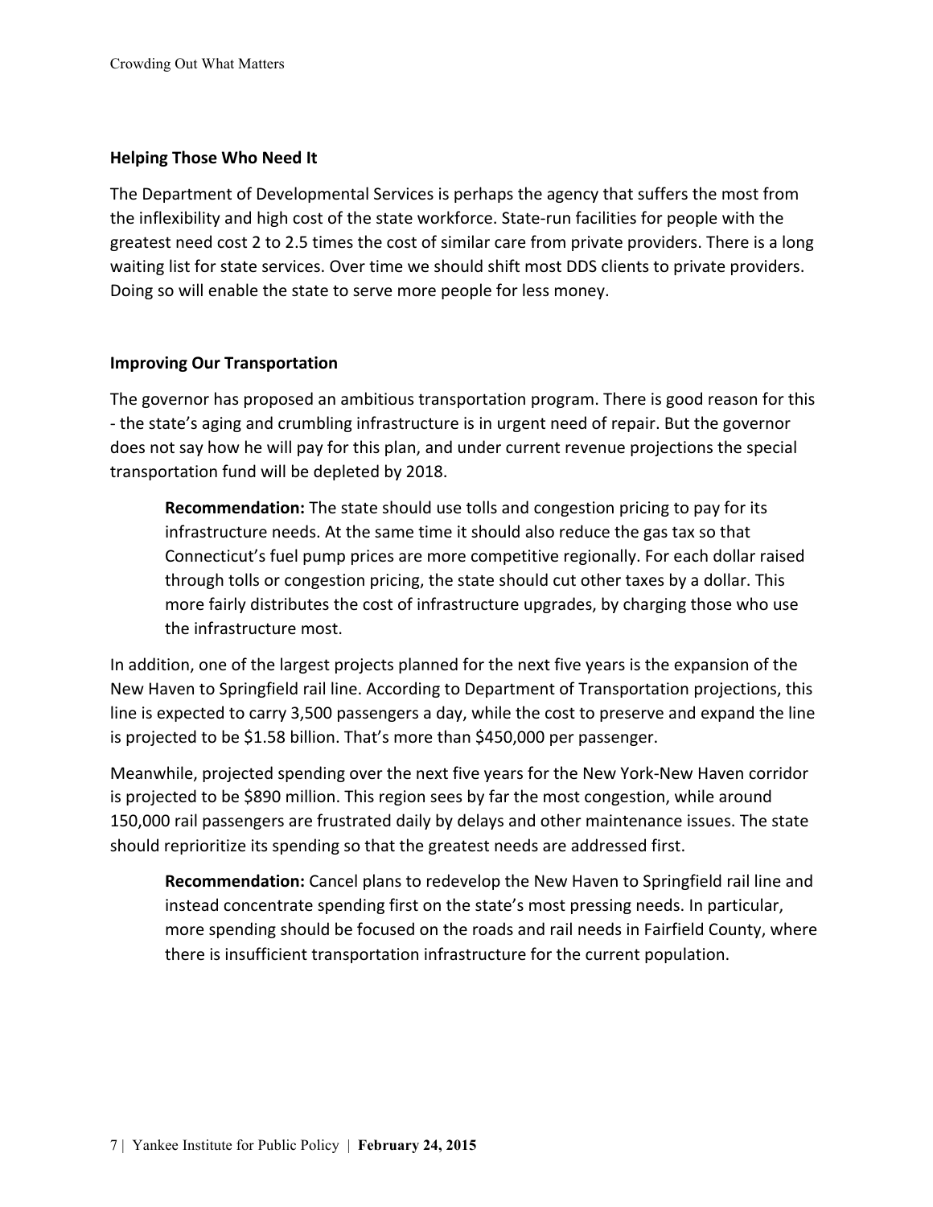### Helping Those Who Need It

The Department of Developmental Services is perhaps the agency that suffers the most from the inflexibility and high cost of the state workforce. State-run facilities for people with the greatest need cost 2 to 2.5 times the cost of similar care from private providers. There is a long waiting list for state services. Over time we should shift most DDS clients to private providers. Doing so will enable the state to serve more people for less money.

### Improving Our Transportation

The governor has proposed an ambitious transportation program. There is good reason for this - the state's aging and crumbling infrastructure is in urgent need of repair. But the governor does not say how he will pay for this plan, and under current revenue projections the special transportation fund will be depleted by 2018.

> **Recommendation:** The state should use tolls and congestion pricing to pay for its infrastructure needs. At the same time it should also reduce the gas tax so that Connecticut's fuel pump prices are more competitive regionally. For each dollar raised through tolls or congestion pricing, the state should cut other taxes by a dollar. This more fairly distributes the cost of infrastructure upgrades, by charging those who use the infrastructure most.

In addition, one of the largest projects planned for the next five years is the expansion of the New Haven to Springfield rail line. According to Department of Transportation projections, this line is expected to carry 3,500 passengers a day, while the cost to preserve and expand the line is projected to be $1.58 billion. That's more than $450,000 per passenger.

Meanwhile, projected spending over the next five years for the New York-New Haven corridor is projected to be $890 million. This region sees by far the most congestion, while around 150,000 rail passengers are frustrated daily by delays and other maintenance issues. The state should reprioritize its spending so that the greatest needs are addressed first.

> **Recommendation:** Cancel plans to redevelop the New Haven to Springfield rail line and instead concentrate spending first on the state's most pressing needs. In particular, more spending should be focused on the roads and rail needs in Fairfield County, where there is insufficient transportation infrastructure for the current population.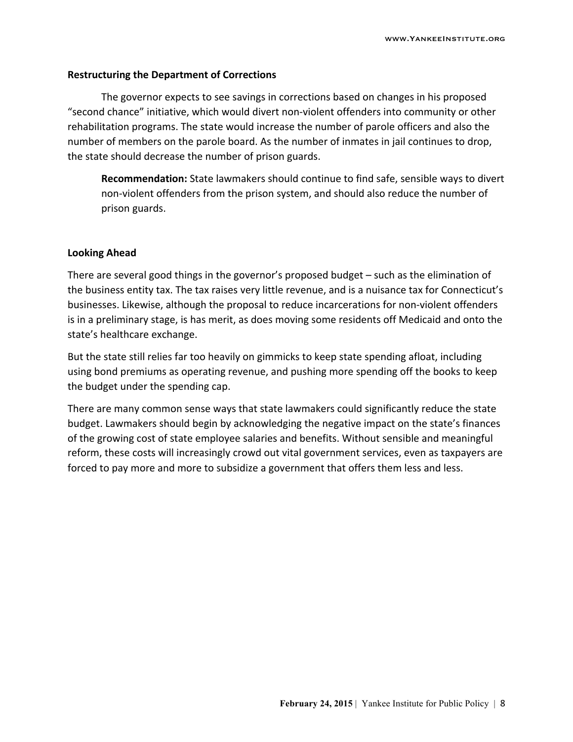**Restructuring the Department of Corrections**

The governor expects to see savings in corrections based on changes in his proposed "second chance" initiative, which would divert non-violent offenders into community or other rehabilitation programs. The state would increase the number of parole officers and also the number of members on the parole board. As the number of inmates in jail continues to drop, the state should decrease the number of prison guards.

> **Recommendation:** State lawmakers should continue to find safe, sensible ways to divert non-violent offenders from the prison system, and should also reduce the number of prison guards.

**Looking Ahead**

There are several good things in the governor's proposed budget – such as the elimination of the business entity tax. The tax raises very little revenue, and is a nuisance tax for Connecticut's businesses. Likewise, although the proposal to reduce incarcerations for non-violent offenders is in a preliminary stage, is has merit, as does moving some residents off Medicaid and onto the state's healthcare exchange.

But the state still relies far too heavily on gimmicks to keep state spending afloat, including using bond premiums as operating revenue, and pushing more spending off the books to keep the budget under the spending cap.

There are many common sense ways that state lawmakers could significantly reduce the state budget. Lawmakers should begin by acknowledging the negative impact on the state's finances of the growing cost of state employee salaries and benefits. Without sensible and meaningful reform, these costs will increasingly crowd out vital government services, even as taxpayers are forced to pay more and more to subsidize a government that offers them less and less.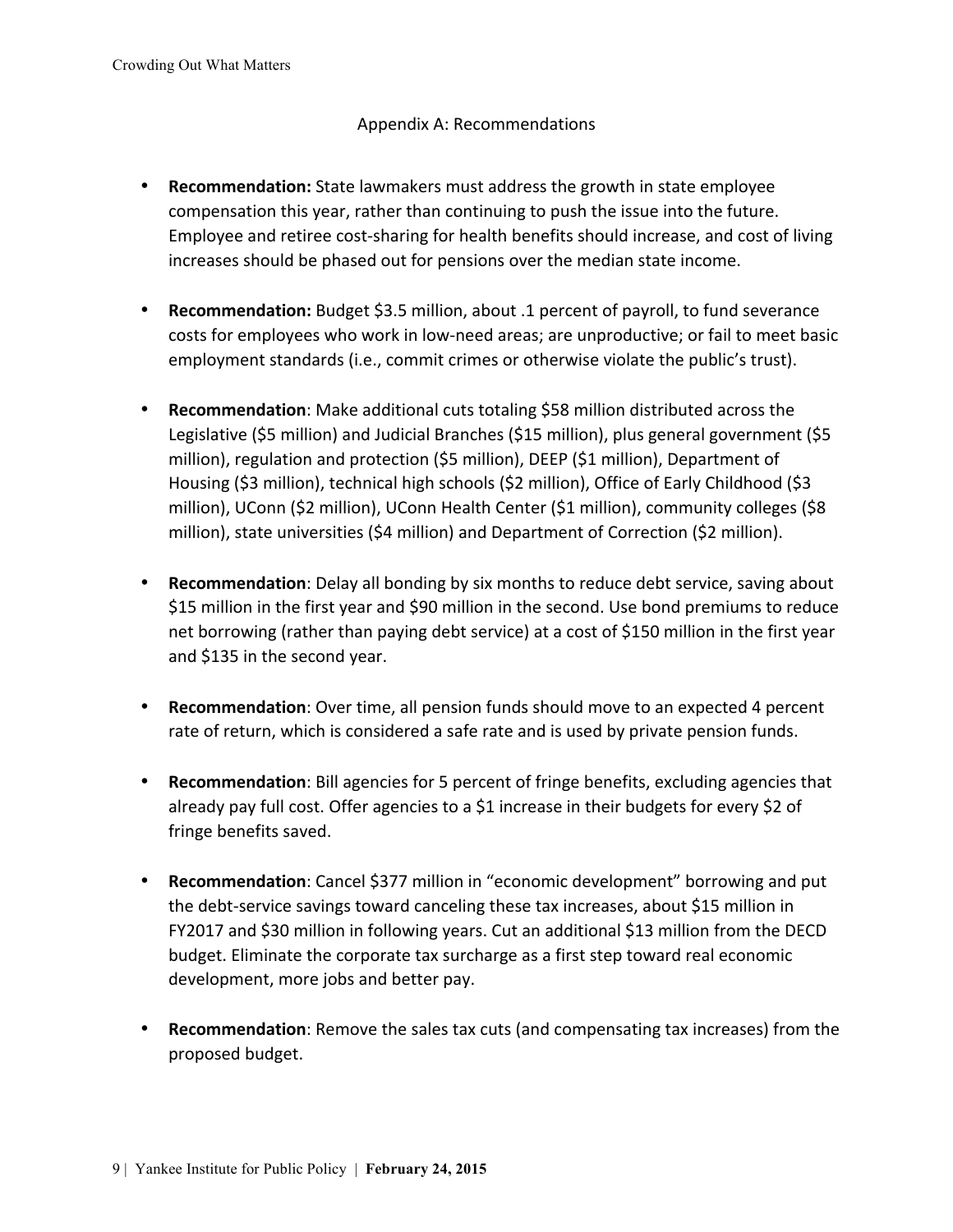## Appendix A: Recommendations

- **Recommendation:** State lawmakers must address the growth in state employee compensation this year, rather than continuing to push the issue into the future. Employee and retiree cost-sharing for health benefits should increase, and cost of living increases should be phased out for pensions over the median state income.

- **Recommendation:** Budget $3.5 million, about .1 percent of payroll, to fund severance costs for employees who work in low-need areas; are unproductive; or fail to meet basic employment standards (i.e., commit crimes or otherwise violate the public's trust).

- **Recommendation**: Make additional cuts totaling $58 million distributed across the Legislative ($5 million) and Judicial Branches ($15 million), plus general government ($5 million), regulation and protection ($5 million), DEEP ($1 million), Department of Housing ($3 million), technical high schools ($2 million), Office of Early Childhood ($3 million), UConn ($2 million), UConn Health Center ($1 million), community colleges ($8 million), state universities ($4 million) and Department of Correction ($2 million).

- **Recommendation**: Delay all bonding by six months to reduce debt service, saving about $15 million in the first year and $90 million in the second. Use bond premiums to reduce net borrowing (rather than paying debt service) at a cost of $150 million in the first year and $135 in the second year.

- **Recommendation**: Over time, all pension funds should move to an expected 4 percent rate of return, which is considered a safe rate and is used by private pension funds.

- **Recommendation**: Bill agencies for 5 percent of fringe benefits, excluding agencies that already pay full cost. Offer agencies to a $1 increase in their budgets for every $2 of fringe benefits saved.

- **Recommendation**: Cancel $377 million in "economic development" borrowing and put the debt-service savings toward canceling these tax increases, about $15 million in FY2017 and $30 million in following years. Cut an additional $13 million from the DECD budget. Eliminate the corporate tax surcharge as a first step toward real economic development, more jobs and better pay.

- **Recommendation**: Remove the sales tax cuts (and compensating tax increases) from the proposed budget.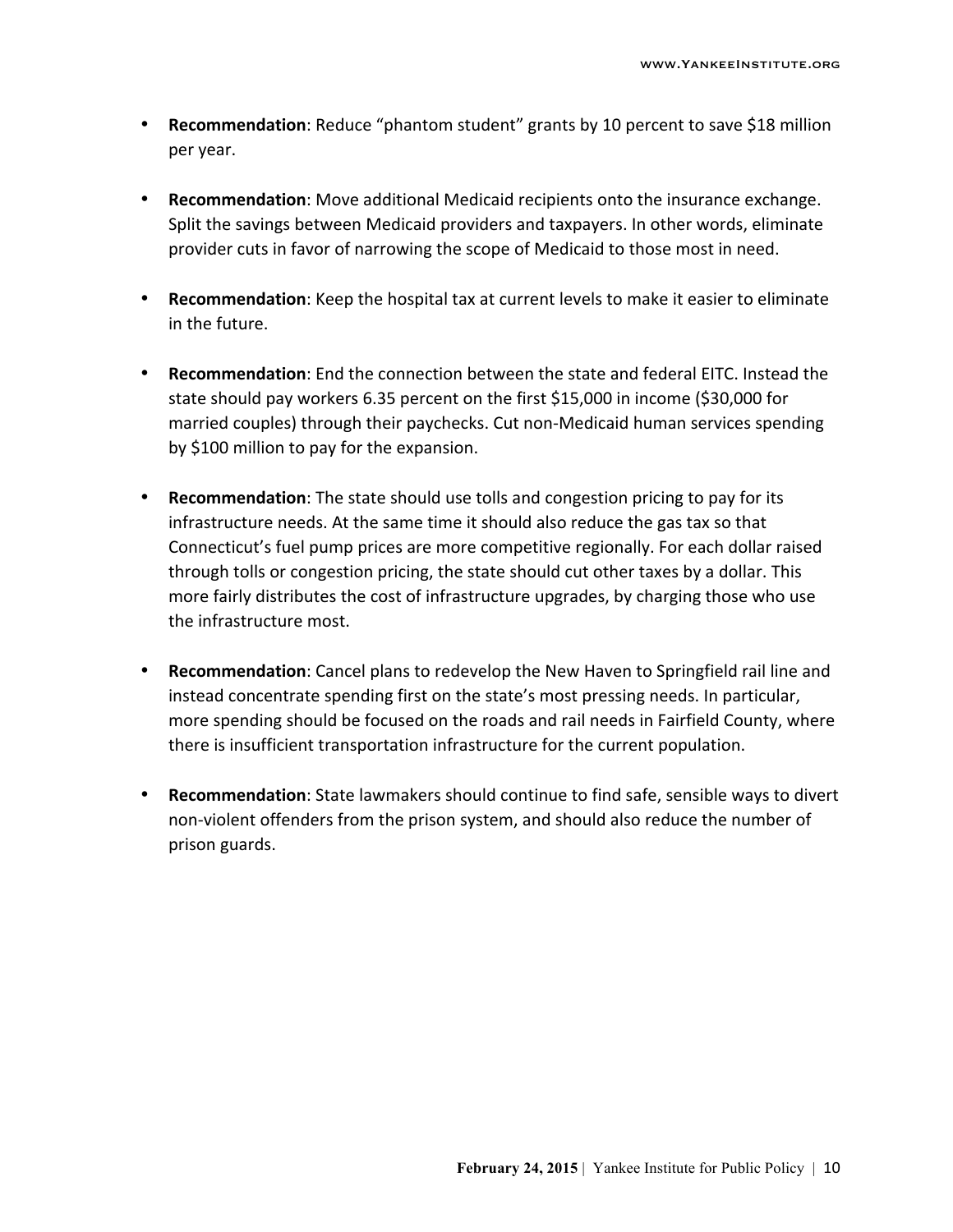- **Recommendation**: Reduce "phantom student" grants by 10 percent to save $18 million per year.

- **Recommendation**: Move additional Medicaid recipients onto the insurance exchange. Split the savings between Medicaid providers and taxpayers. In other words, eliminate provider cuts in favor of narrowing the scope of Medicaid to those most in need.

- **Recommendation**: Keep the hospital tax at current levels to make it easier to eliminate in the future.

- **Recommendation**: End the connection between the state and federal EITC. Instead the state should pay workers 6.35 percent on the first $15,000 in income ($30,000 for married couples) through their paychecks. Cut non-Medicaid human services spending by $100 million to pay for the expansion.

- **Recommendation**: The state should use tolls and congestion pricing to pay for its infrastructure needs. At the same time it should also reduce the gas tax so that Connecticut's fuel pump prices are more competitive regionally. For each dollar raised through tolls or congestion pricing, the state should cut other taxes by a dollar. This more fairly distributes the cost of infrastructure upgrades, by charging those who use the infrastructure most.

- **Recommendation**: Cancel plans to redevelop the New Haven to Springfield rail line and instead concentrate spending first on the state's most pressing needs. In particular, more spending should be focused on the roads and rail needs in Fairfield County, where there is insufficient transportation infrastructure for the current population.

- **Recommendation**: State lawmakers should continue to find safe, sensible ways to divert non-violent offenders from the prison system, and should also reduce the number of prison guards.